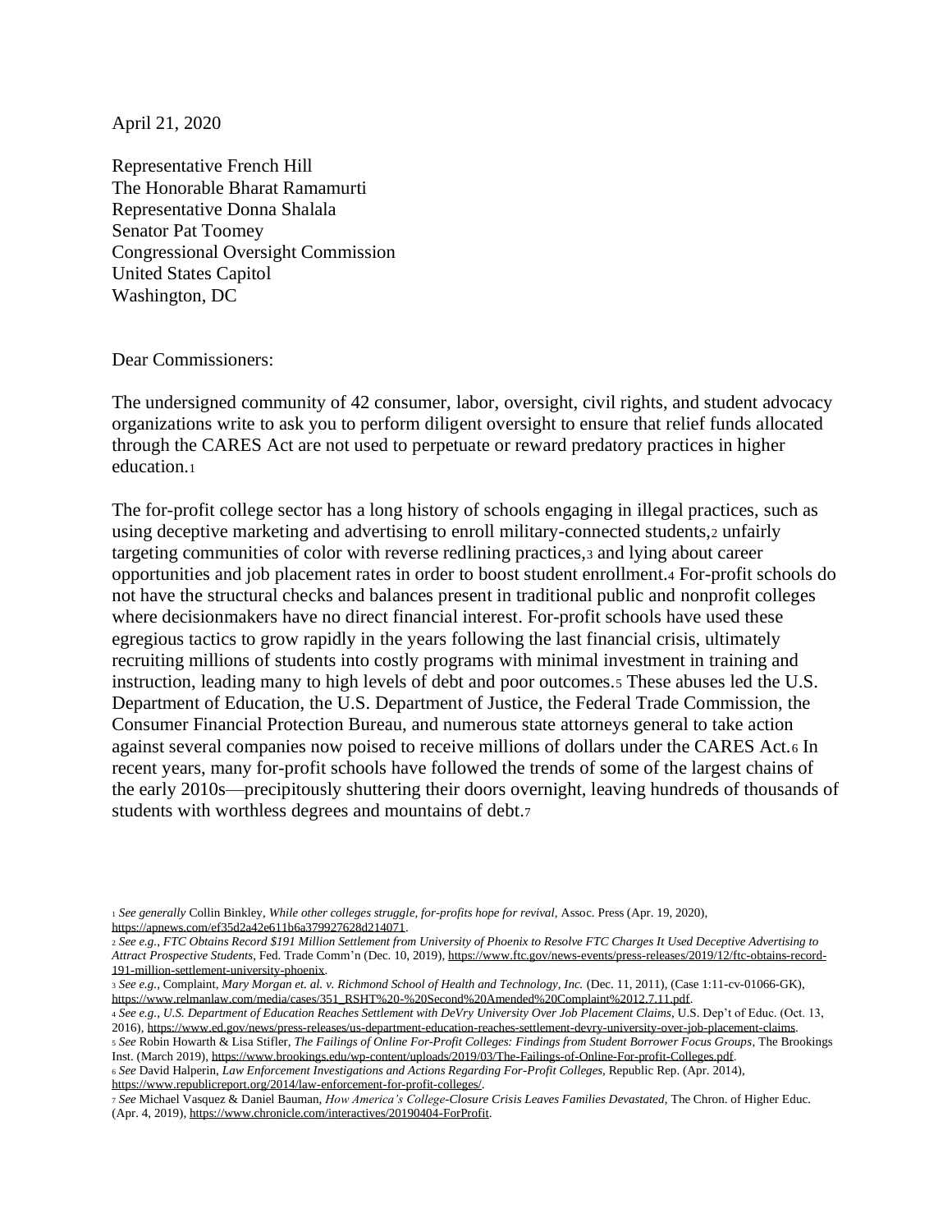April 21, 2020

Representative French Hill
The Honorable Bharat Ramamurti
Representative Donna Shalala
Senator Pat Toomey
Congressional Oversight Commission
United States Capitol
Washington, DC

Dear Commissioners:

The undersigned community of 42 consumer, labor, oversight, civil rights, and student advocacy organizations write to ask you to perform diligent oversight to ensure that relief funds allocated through the CARES Act are not used to perpetuate or reward predatory practices in higher education.[1]

The for-profit college sector has a long history of schools engaging in illegal practices, such as using deceptive marketing and advertising to enroll military-connected students,[2] unfairly targeting communities of color with reverse redlining practices,[3] and lying about career opportunities and job placement rates in order to boost student enrollment.[4] For-profit schools do not have the structural checks and balances present in traditional public and nonprofit colleges where decisionmakers have no direct financial interest. For-profit schools have used these egregious tactics to grow rapidly in the years following the last financial crisis, ultimately recruiting millions of students into costly programs with minimal investment in training and instruction, leading many to high levels of debt and poor outcomes.[5] These abuses led the U.S. Department of Education, the U.S. Department of Justice, the Federal Trade Commission, the Consumer Financial Protection Bureau, and numerous state attorneys general to take action against several companies now poised to receive millions of dollars under the CARES Act.[6] In recent years, many for-profit schools have followed the trends of some of the largest chains of the early 2010s—precipitously shuttering their doors overnight, leaving hundreds of thousands of students with worthless degrees and mountains of debt.[7]

---

[1] *See generally* Collin Binkley, *While other colleges struggle, for-profits hope for revival*, Assoc. Press (Apr. 19, 2020), https://apnews.com/ef35d2a42e611b6a379927628d214071.

[2] *See e.g.*, *FTC Obtains Record $191 Million Settlement from University of Phoenix to Resolve FTC Charges It Used Deceptive Advertising to Attract Prospective Students*, Fed. Trade Comm'n (Dec. 10, 2019), https://www.ftc.gov/news-events/press-releases/2019/12/ftc-obtains-record-191-million-settlement-university-phoenix.

[3] *See e.g.*, Complaint, *Mary Morgan et. al. v. Richmond School of Health and Technology, Inc.* (Dec. 11, 2011), (Case 1:11-cv-01066-GK), https://www.relmanlaw.com/media/cases/351_RSHT%20-%20Second%20Amended%20Complaint%2012.7.11.pdf.

[4] *See e.g.*, *U.S. Department of Education Reaches Settlement with DeVry University Over Job Placement Claims*, U.S. Dep't of Educ. (Oct. 13, 2016), https://www.ed.gov/news/press-releases/us-department-education-reaches-settlement-devry-university-over-job-placement-claims.

[5] *See* Robin Howarth & Lisa Stifler, *The Failings of Online For-Profit Colleges: Findings from Student Borrower Focus Groups*, The Brookings Inst. (March 2019), https://www.brookings.edu/wp-content/uploads/2019/03/The-Failings-of-Online-For-profit-Colleges.pdf.

[6] *See* David Halperin, *Law Enforcement Investigations and Actions Regarding For-Profit Colleges*, Republic Rep. (Apr. 2014), https://www.republicreport.org/2014/law-enforcement-for-profit-colleges/.

[7] *See* Michael Vasquez & Daniel Bauman, *How America's College-Closure Crisis Leaves Families Devastated*, The Chron. of Higher Educ. (Apr. 4, 2019), https://www.chronicle.com/interactives/20190404-ForProfit.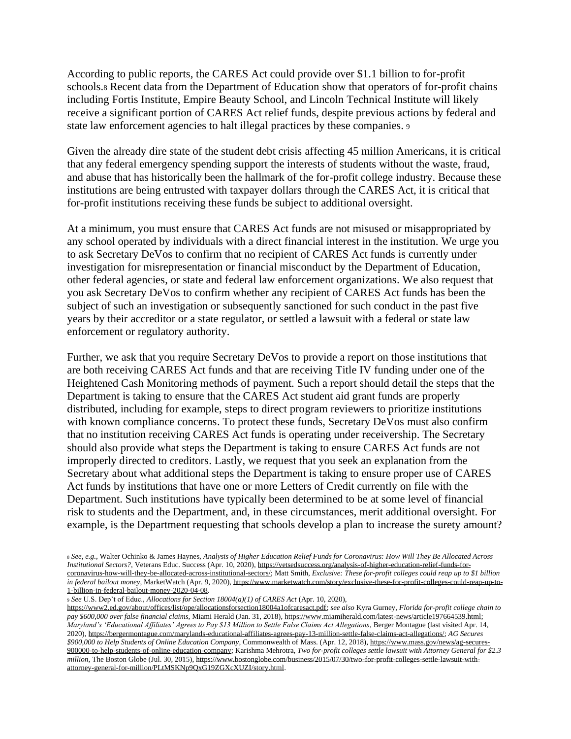According to public reports, the CARES Act could provide over $1.1 billion to for-profit schools.[8] Recent data from the Department of Education show that operators of for-profit chains including Fortis Institute, Empire Beauty School, and Lincoln Technical Institute will likely receive a significant portion of CARES Act relief funds, despite previous actions by federal and state law enforcement agencies to halt illegal practices by these companies. [9]

Given the already dire state of the student debt crisis affecting 45 million Americans, it is critical that any federal emergency spending support the interests of students without the waste, fraud, and abuse that has historically been the hallmark of the for-profit college industry. Because these institutions are being entrusted with taxpayer dollars through the CARES Act, it is critical that for-profit institutions receiving these funds be subject to additional oversight.

At a minimum, you must ensure that CARES Act funds are not misused or misappropriated by any school operated by individuals with a direct financial interest in the institution. We urge you to ask Secretary DeVos to confirm that no recipient of CARES Act funds is currently under investigation for misrepresentation or financial misconduct by the Department of Education, other federal agencies, or state and federal law enforcement organizations. We also request that you ask Secretary DeVos to confirm whether any recipient of CARES Act funds has been the subject of such an investigation or subsequently sanctioned for such conduct in the past five years by their accreditor or a state regulator, or settled a lawsuit with a federal or state law enforcement or regulatory authority.

Further, we ask that you require Secretary DeVos to provide a report on those institutions that are both receiving CARES Act funds and that are receiving Title IV funding under one of the Heightened Cash Monitoring methods of payment. Such a report should detail the steps that the Department is taking to ensure that the CARES Act student aid grant funds are properly distributed, including for example, steps to direct program reviewers to prioritize institutions with known compliance concerns. To protect these funds, Secretary DeVos must also confirm that no institution receiving CARES Act funds is operating under receivership. The Secretary should also provide what steps the Department is taking to ensure CARES Act funds are not improperly directed to creditors. Lastly, we request that you seek an explanation from the Secretary about what additional steps the Department is taking to ensure proper use of CARES Act funds by institutions that have one or more Letters of Credit currently on file with the Department. Such institutions have typically been determined to be at some level of financial risk to students and the Department, and, in these circumstances, merit additional oversight. For example, is the Department requesting that schools develop a plan to increase the surety amount?

[8] *See, e.g.*, Walter Ochinko & James Haynes, *Analysis of Higher Education Relief Funds for Coronavirus: How Will They Be Allocated Across Institutional Sectors?*, Veterans Educ. Success (Apr. 10, 2020), https://vetsedsuccess.org/analysis-of-higher-education-relief-funds-for-coronavirus-how-will-they-be-allocated-across-institutional-sectors/; Matt Smith, *Exclusive: These for-profit colleges could reap up to $1 billion in federal bailout money*, MarketWatch (Apr. 9, 2020), https://www.marketwatch.com/story/exclusive-these-for-profit-colleges-could-reap-up-to-1-billion-in-federal-bailout-money-2020-04-08.

[9] *See* U.S. Dep't of Educ., *Allocations for Section 18004(a)(1) of CARES Act* (Apr. 10, 2020), https://www2.ed.gov/about/offices/list/ope/allocationsforsection18004a1ofcaresact.pdf; *see also* Kyra Gurney, *Florida for-profit college chain to pay $600,000 over false financial claims*, Miami Herald (Jan. 31, 2018), https://www.miamiherald.com/latest-news/article197664539.html; *Maryland's 'Educational Affiliates' Agrees to Pay $13 Million to Settle False Claims Act Allegations*, Berger Montague (last visited Apr. 14, 2020), https://bergermontague.com/marylands-educational-affiliates-agrees-pay-13-million-settle-false-claims-act-allegations/; *AG Secures $900,000 to Help Students of Online Education Company*, Commonwealth of Mass. (Apr. 12, 2018), https://www.mass.gov/news/ag-secures-900000-to-help-students-of-online-education-company; Karishma Mehrotra, *Two for-profit colleges settle lawsuit with Attorney General for $2.3 million*, The Boston Globe (Jul. 30, 2015), https://www.bostonglobe.com/business/2015/07/30/two-for-profit-colleges-settle-lawsuit-with-attorney-general-for-million/PLtMSKNp9QxG19ZGXcXUZI/story.html.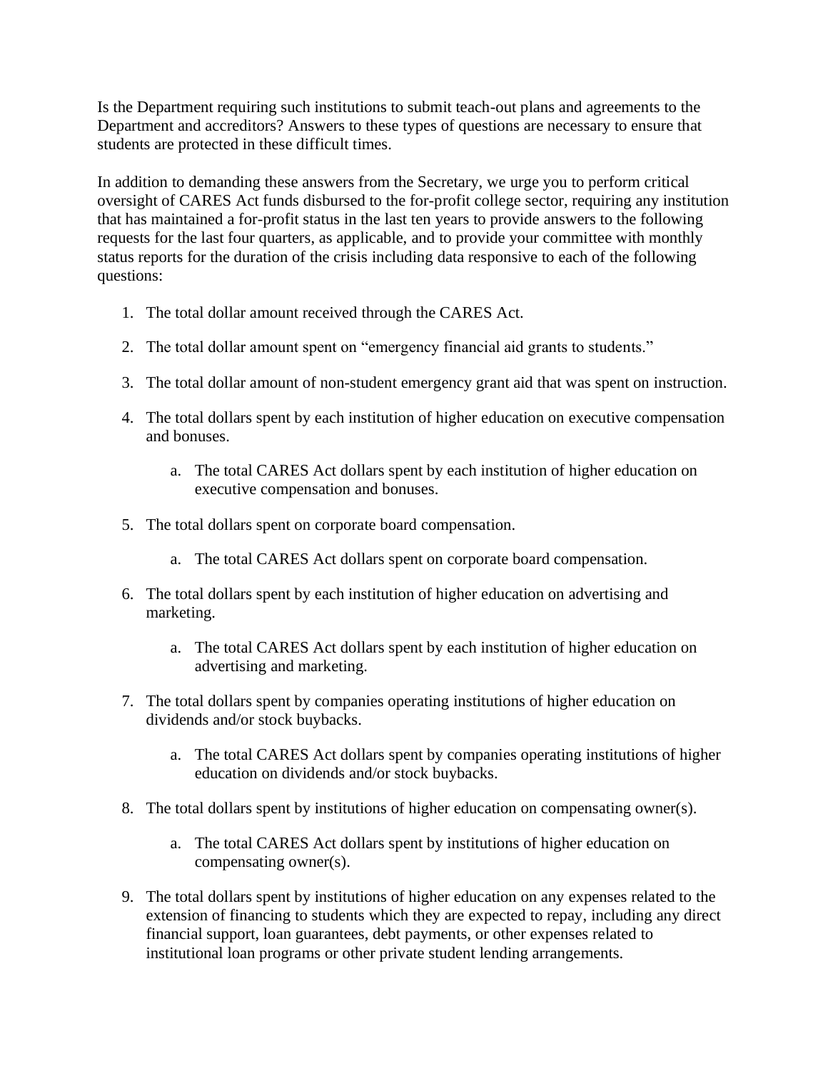Is the Department requiring such institutions to submit teach-out plans and agreements to the Department and accreditors? Answers to these types of questions are necessary to ensure that students are protected in these difficult times.

In addition to demanding these answers from the Secretary, we urge you to perform critical oversight of CARES Act funds disbursed to the for-profit college sector, requiring any institution that has maintained a for-profit status in the last ten years to provide answers to the following requests for the last four quarters, as applicable, and to provide your committee with monthly status reports for the duration of the crisis including data responsive to each of the following questions:

1. The total dollar amount received through the CARES Act.

2. The total dollar amount spent on "emergency financial aid grants to students."

3. The total dollar amount of non-student emergency grant aid that was spent on instruction.

4. The total dollars spent by each institution of higher education on executive compensation and bonuses.

    a. The total CARES Act dollars spent by each institution of higher education on executive compensation and bonuses.

5. The total dollars spent on corporate board compensation.

    a. The total CARES Act dollars spent on corporate board compensation.

6. The total dollars spent by each institution of higher education on advertising and marketing.

    a. The total CARES Act dollars spent by each institution of higher education on advertising and marketing.

7. The total dollars spent by companies operating institutions of higher education on dividends and/or stock buybacks.

    a. The total CARES Act dollars spent by companies operating institutions of higher education on dividends and/or stock buybacks.

8. The total dollars spent by institutions of higher education on compensating owner(s).

    a. The total CARES Act dollars spent by institutions of higher education on compensating owner(s).

9. The total dollars spent by institutions of higher education on any expenses related to the extension of financing to students which they are expected to repay, including any direct financial support, loan guarantees, debt payments, or other expenses related to institutional loan programs or other private student lending arrangements.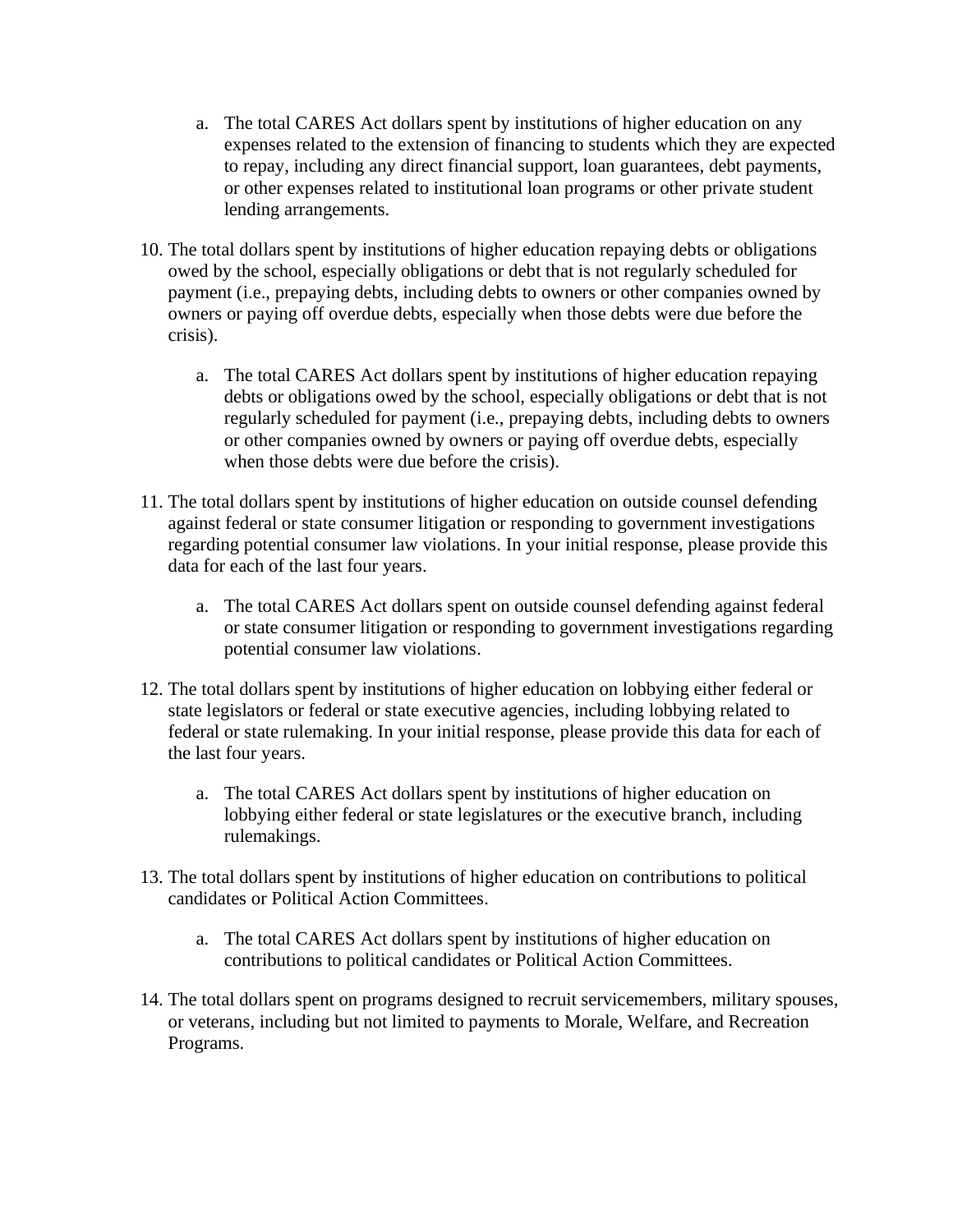a. The total CARES Act dollars spent by institutions of higher education on any expenses related to the extension of financing to students which they are expected to repay, including any direct financial support, loan guarantees, debt payments, or other expenses related to institutional loan programs or other private student lending arrangements.

10. The total dollars spent by institutions of higher education repaying debts or obligations owed by the school, especially obligations or debt that is not regularly scheduled for payment (i.e., prepaying debts, including debts to owners or other companies owned by owners or paying off overdue debts, especially when those debts were due before the crisis).

    a. The total CARES Act dollars spent by institutions of higher education repaying debts or obligations owed by the school, especially obligations or debt that is not regularly scheduled for payment (i.e., prepaying debts, including debts to owners or other companies owned by owners or paying off overdue debts, especially when those debts were due before the crisis).

11. The total dollars spent by institutions of higher education on outside counsel defending against federal or state consumer litigation or responding to government investigations regarding potential consumer law violations. In your initial response, please provide this data for each of the last four years.

    a. The total CARES Act dollars spent on outside counsel defending against federal or state consumer litigation or responding to government investigations regarding potential consumer law violations.

12. The total dollars spent by institutions of higher education on lobbying either federal or state legislators or federal or state executive agencies, including lobbying related to federal or state rulemaking. In your initial response, please provide this data for each of the last four years.

    a. The total CARES Act dollars spent by institutions of higher education on lobbying either federal or state legislatures or the executive branch, including rulemakings.

13. The total dollars spent by institutions of higher education on contributions to political candidates or Political Action Committees.

    a. The total CARES Act dollars spent by institutions of higher education on contributions to political candidates or Political Action Committees.

14. The total dollars spent on programs designed to recruit servicemembers, military spouses, or veterans, including but not limited to payments to Morale, Welfare, and Recreation Programs.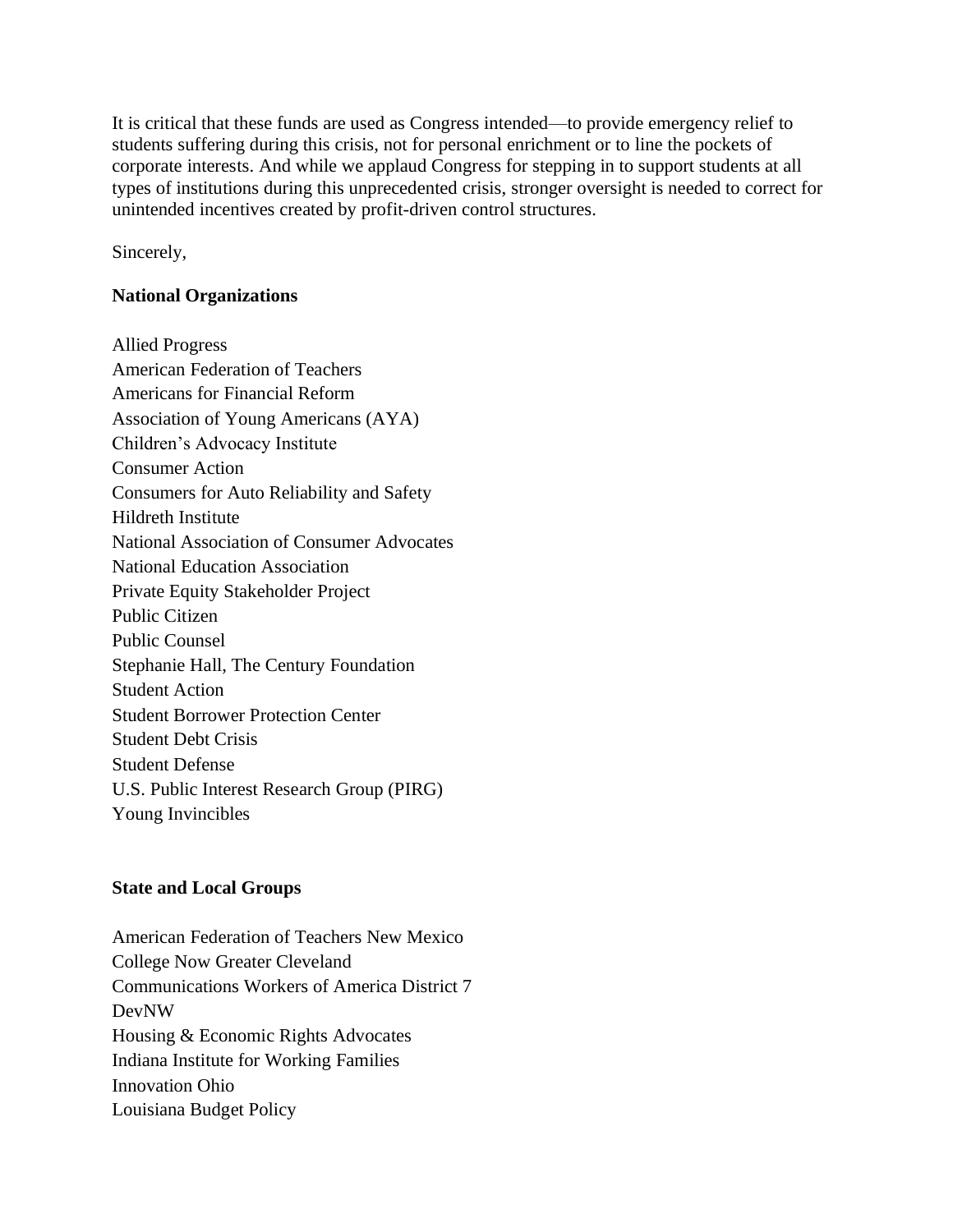It is critical that these funds are used as Congress intended—to provide emergency relief to students suffering during this crisis, not for personal enrichment or to line the pockets of corporate interests. And while we applaud Congress for stepping in to support students at all types of institutions during this unprecedented crisis, stronger oversight is needed to correct for unintended incentives created by profit-driven control structures.

Sincerely,

**National Organizations**

Allied Progress
American Federation of Teachers
Americans for Financial Reform
Association of Young Americans (AYA)
Children's Advocacy Institute
Consumer Action
Consumers for Auto Reliability and Safety
Hildreth Institute
National Association of Consumer Advocates
National Education Association
Private Equity Stakeholder Project
Public Citizen
Public Counsel
Stephanie Hall, The Century Foundation
Student Action
Student Borrower Protection Center
Student Debt Crisis
Student Defense
U.S. Public Interest Research Group (PIRG)
Young Invincibles

**State and Local Groups**

American Federation of Teachers New Mexico
College Now Greater Cleveland
Communications Workers of America District 7
DevNW
Housing & Economic Rights Advocates
Indiana Institute for Working Families
Innovation Ohio
Louisiana Budget Policy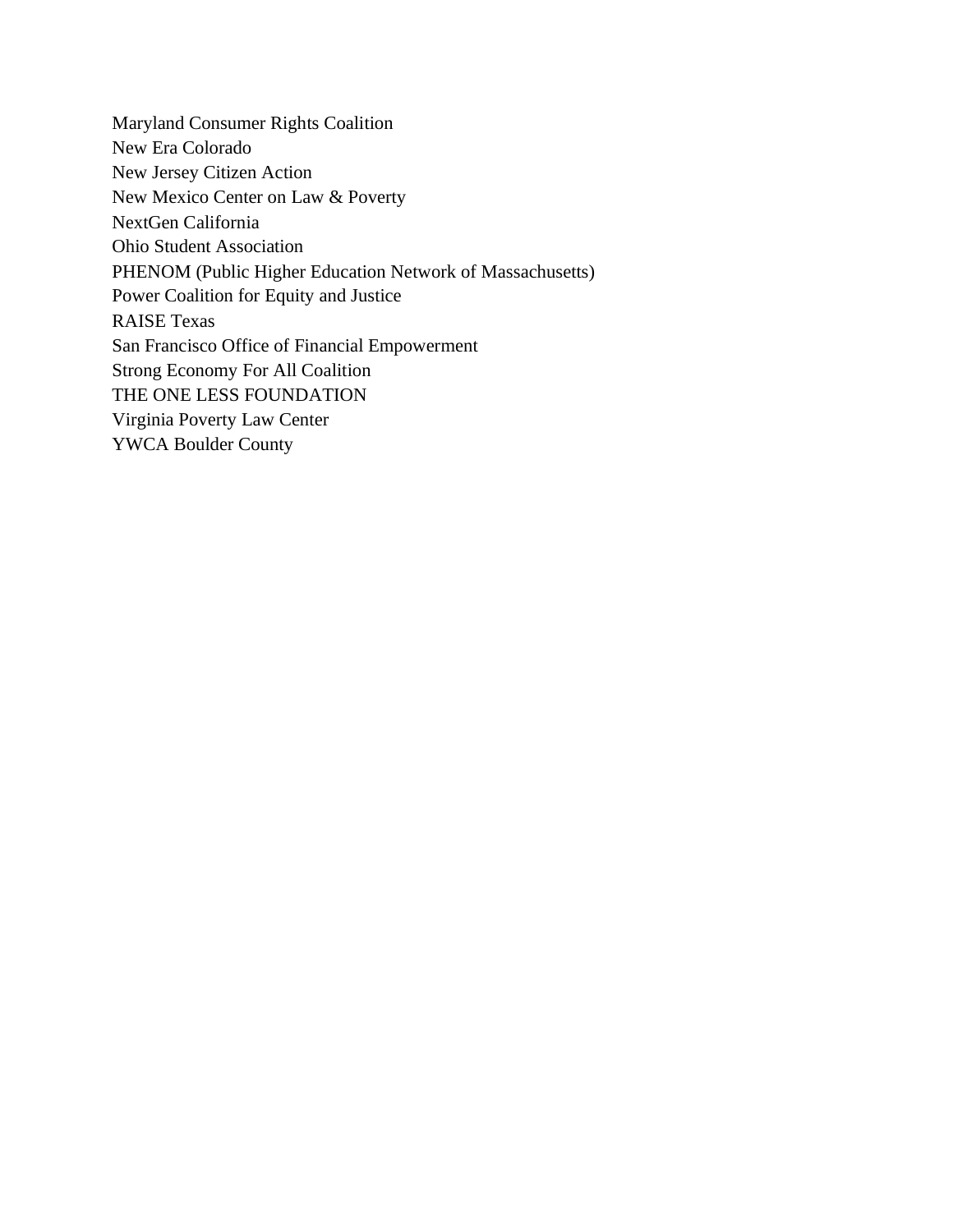Maryland Consumer Rights Coalition
New Era Colorado
New Jersey Citizen Action
New Mexico Center on Law & Poverty
NextGen California
Ohio Student Association
PHENOM (Public Higher Education Network of Massachusetts)
Power Coalition for Equity and Justice
RAISE Texas
San Francisco Office of Financial Empowerment
Strong Economy For All Coalition
THE ONE LESS FOUNDATION
Virginia Poverty Law Center
YWCA Boulder County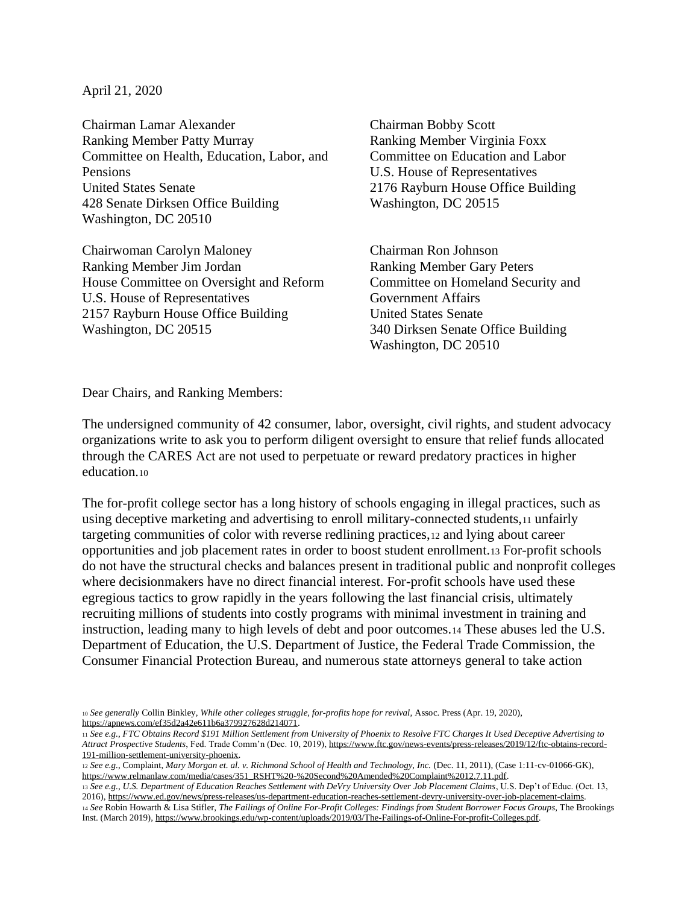April 21, 2020

Chairman Lamar Alexander
Ranking Member Patty Murray
Committee on Health, Education, Labor, and Pensions
United States Senate
428 Senate Dirksen Office Building
Washington, DC 20510

Chairman Bobby Scott
Ranking Member Virginia Foxx
Committee on Education and Labor
U.S. House of Representatives
2176 Rayburn House Office Building
Washington, DC 20515

Chairwoman Carolyn Maloney
Ranking Member Jim Jordan
House Committee on Oversight and Reform
U.S. House of Representatives
2157 Rayburn House Office Building
Washington, DC 20515

Chairman Ron Johnson
Ranking Member Gary Peters
Committee on Homeland Security and Government Affairs
United States Senate
340 Dirksen Senate Office Building
Washington, DC 20510

Dear Chairs, and Ranking Members:

The undersigned community of 42 consumer, labor, oversight, civil rights, and student advocacy organizations write to ask you to perform diligent oversight to ensure that relief funds allocated through the CARES Act are not used to perpetuate or reward predatory practices in higher education.[10]

The for-profit college sector has a long history of schools engaging in illegal practices, such as using deceptive marketing and advertising to enroll military-connected students,[11] unfairly targeting communities of color with reverse redlining practices,[12] and lying about career opportunities and job placement rates in order to boost student enrollment.[13] For-profit schools do not have the structural checks and balances present in traditional public and nonprofit colleges where decisionmakers have no direct financial interest. For-profit schools have used these egregious tactics to grow rapidly in the years following the last financial crisis, ultimately recruiting millions of students into costly programs with minimal investment in training and instruction, leading many to high levels of debt and poor outcomes.[14] These abuses led the U.S. Department of Education, the U.S. Department of Justice, the Federal Trade Commission, the Consumer Financial Protection Bureau, and numerous state attorneys general to take action

---

[10] *See generally* Collin Binkley, *While other colleges struggle, for-profits hope for revival*, Assoc. Press (Apr. 19, 2020), https://apnews.com/ef35d2a42e611b6a379927628d214071.

[11] *See e.g., FTC Obtains Record $191 Million Settlement from University of Phoenix to Resolve FTC Charges It Used Deceptive Advertising to Attract Prospective Students*, Fed. Trade Comm'n (Dec. 10, 2019), https://www.ftc.gov/news-events/press-releases/2019/12/ftc-obtains-record-191-million-settlement-university-phoenix.

[12] *See e.g.*, Complaint, *Mary Morgan et. al. v. Richmond School of Health and Technology, Inc.* (Dec. 11, 2011), (Case 1:11-cv-01066-GK), https://www.relmanlaw.com/media/cases/351_RSHT%20-%20Second%20Amended%20Complaint%2012.7.11.pdf.

[13] *See e.g., U.S. Department of Education Reaches Settlement with DeVry University Over Job Placement Claims*, U.S. Dep't of Educ. (Oct. 13, 2016), https://www.ed.gov/news/press-releases/us-department-education-reaches-settlement-devry-university-over-job-placement-claims.

[14] *See* Robin Howarth & Lisa Stifler, *The Failings of Online For-Profit Colleges: Findings from Student Borrower Focus Groups*, The Brookings Inst. (March 2019), https://www.brookings.edu/wp-content/uploads/2019/03/The-Failings-of-Online-For-profit-Colleges.pdf.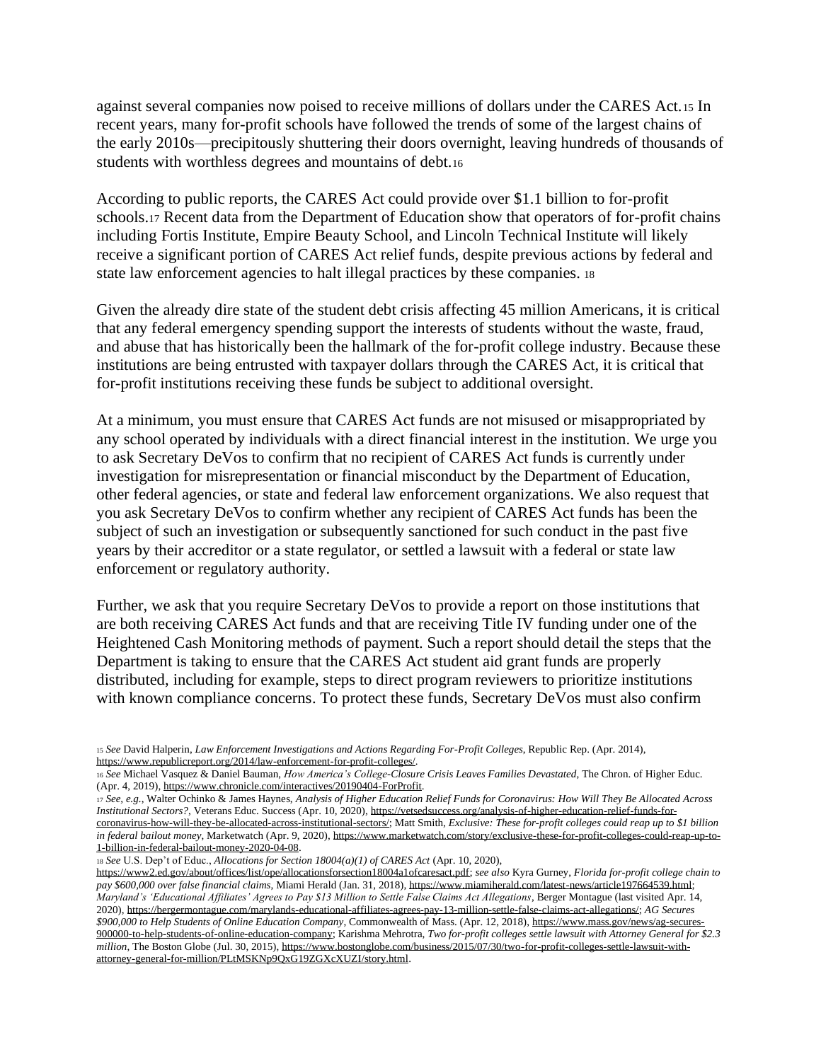against several companies now poised to receive millions of dollars under the CARES Act.[15] In recent years, many for-profit schools have followed the trends of some of the largest chains of the early 2010s—precipitously shuttering their doors overnight, leaving hundreds of thousands of students with worthless degrees and mountains of debt.[16]

According to public reports, the CARES Act could provide over $1.1 billion to for-profit schools.[17] Recent data from the Department of Education show that operators of for-profit chains including Fortis Institute, Empire Beauty School, and Lincoln Technical Institute will likely receive a significant portion of CARES Act relief funds, despite previous actions by federal and state law enforcement agencies to halt illegal practices by these companies. [18]

Given the already dire state of the student debt crisis affecting 45 million Americans, it is critical that any federal emergency spending support the interests of students without the waste, fraud, and abuse that has historically been the hallmark of the for-profit college industry. Because these institutions are being entrusted with taxpayer dollars through the CARES Act, it is critical that for-profit institutions receiving these funds be subject to additional oversight.

At a minimum, you must ensure that CARES Act funds are not misused or misappropriated by any school operated by individuals with a direct financial interest in the institution. We urge you to ask Secretary DeVos to confirm that no recipient of CARES Act funds is currently under investigation for misrepresentation or financial misconduct by the Department of Education, other federal agencies, or state and federal law enforcement organizations. We also request that you ask Secretary DeVos to confirm whether any recipient of CARES Act funds has been the subject of such an investigation or subsequently sanctioned for such conduct in the past five years by their accreditor or a state regulator, or settled a lawsuit with a federal or state law enforcement or regulatory authority.

Further, we ask that you require Secretary DeVos to provide a report on those institutions that are both receiving CARES Act funds and that are receiving Title IV funding under one of the Heightened Cash Monitoring methods of payment. Such a report should detail the steps that the Department is taking to ensure that the CARES Act student aid grant funds are properly distributed, including for example, steps to direct program reviewers to prioritize institutions with known compliance concerns. To protect these funds, Secretary DeVos must also confirm

---

[15] *See* David Halperin, *Law Enforcement Investigations and Actions Regarding For-Profit Colleges*, Republic Rep. (Apr. 2014), https://www.republicreport.org/2014/law-enforcement-for-profit-colleges/.

[16] *See* Michael Vasquez & Daniel Bauman, *How America's College-Closure Crisis Leaves Families Devastated*, The Chron. of Higher Educ. (Apr. 4, 2019), https://www.chronicle.com/interactives/20190404-ForProfit.

[17] *See, e.g.*, Walter Ochinko & James Haynes, *Analysis of Higher Education Relief Funds for Coronavirus: How Will They Be Allocated Across Institutional Sectors?*, Veterans Educ. Success (Apr. 10, 2020), https://vetsedsuccess.org/analysis-of-higher-education-relief-funds-for-coronavirus-how-will-they-be-allocated-across-institutional-sectors/; Matt Smith, *Exclusive: These for-profit colleges could reap up to $1 billion in federal bailout money*, Marketwatch (Apr. 9, 2020), https://www.marketwatch.com/story/exclusive-these-for-profit-colleges-could-reap-up-to-1-billion-in-federal-bailout-money-2020-04-08.

[18] *See* U.S. Dep't of Educ., *Allocations for Section 18004(a)(1) of CARES Act* (Apr. 10, 2020), https://www2.ed.gov/about/offices/list/ope/allocationsforsection18004a1ofcaresact.pdf; *see also* Kyra Gurney, *Florida for-profit college chain to pay $600,000 over false financial claims*, Miami Herald (Jan. 31, 2018), https://www.miamiherald.com/latest-news/article197664539.html; *Maryland's 'Educational Affiliates' Agrees to Pay $13 Million to Settle False Claims Act Allegations*, Berger Montague (last visited Apr. 14, 2020), https://bergermontague.com/marylands-educational-affiliates-agrees-pay-13-million-settle-false-claims-act-allegations/; *AG Secures $900,000 to Help Students of Online Education Company*, Commonwealth of Mass. (Apr. 12, 2018), https://www.mass.gov/news/ag-secures-900000-to-help-students-of-online-education-company; Karishma Mehrotra, *Two for-profit colleges settle lawsuit with Attorney General for $2.3 million*, The Boston Globe (Jul. 30, 2015), https://www.bostonglobe.com/business/2015/07/30/two-for-profit-colleges-settle-lawsuit-with-attorney-general-for-million/PLtMSKNp9QxG19ZGXcXUZI/story.html.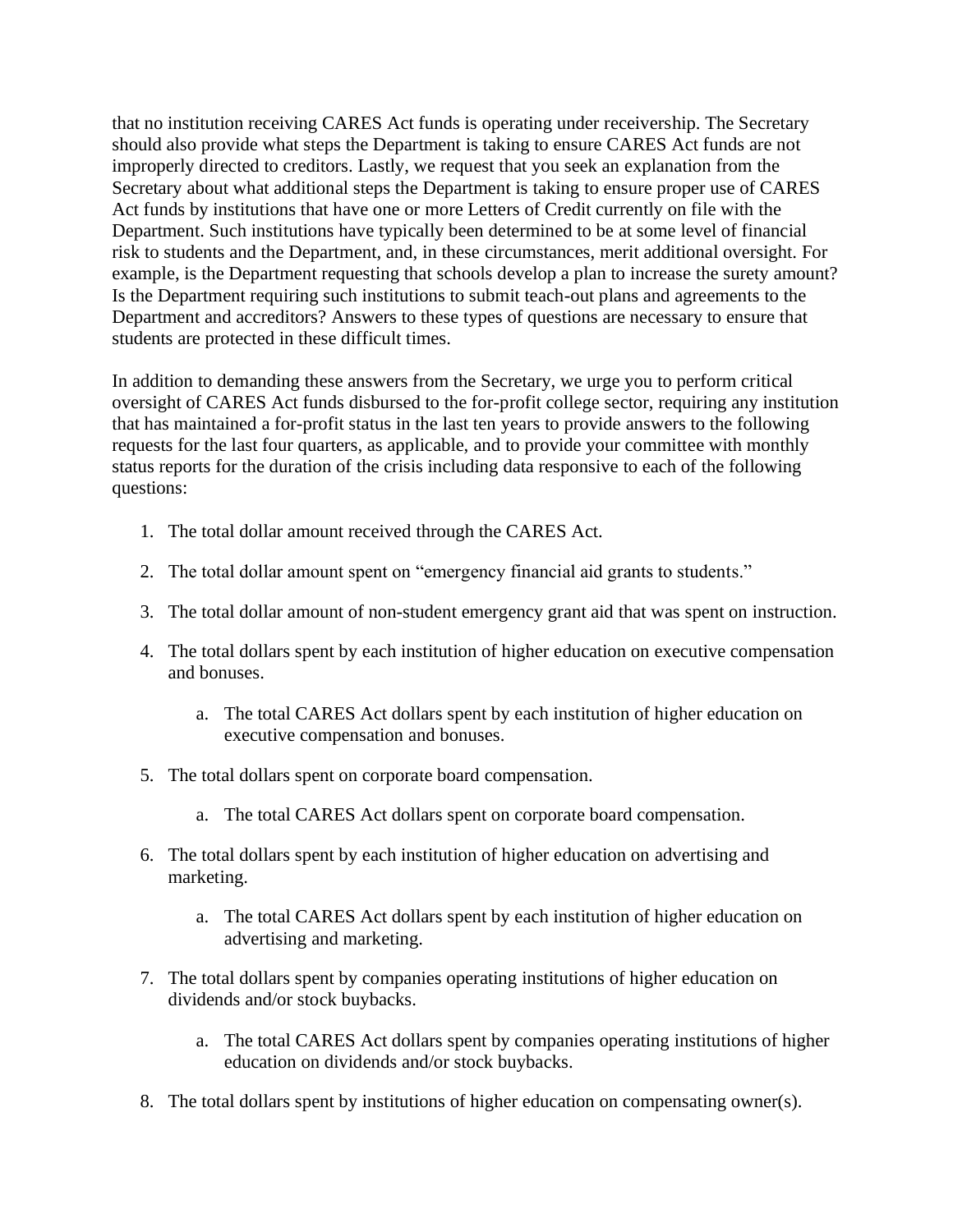that no institution receiving CARES Act funds is operating under receivership. The Secretary should also provide what steps the Department is taking to ensure CARES Act funds are not improperly directed to creditors. Lastly, we request that you seek an explanation from the Secretary about what additional steps the Department is taking to ensure proper use of CARES Act funds by institutions that have one or more Letters of Credit currently on file with the Department. Such institutions have typically been determined to be at some level of financial risk to students and the Department, and, in these circumstances, merit additional oversight. For example, is the Department requesting that schools develop a plan to increase the surety amount? Is the Department requiring such institutions to submit teach-out plans and agreements to the Department and accreditors? Answers to these types of questions are necessary to ensure that students are protected in these difficult times.

In addition to demanding these answers from the Secretary, we urge you to perform critical oversight of CARES Act funds disbursed to the for-profit college sector, requiring any institution that has maintained a for-profit status in the last ten years to provide answers to the following requests for the last four quarters, as applicable, and to provide your committee with monthly status reports for the duration of the crisis including data responsive to each of the following questions:

1. The total dollar amount received through the CARES Act.

2. The total dollar amount spent on "emergency financial aid grants to students."

3. The total dollar amount of non-student emergency grant aid that was spent on instruction.

4. The total dollars spent by each institution of higher education on executive compensation and bonuses.

    a. The total CARES Act dollars spent by each institution of higher education on executive compensation and bonuses.

5. The total dollars spent on corporate board compensation.

    a. The total CARES Act dollars spent on corporate board compensation.

6. The total dollars spent by each institution of higher education on advertising and marketing.

    a. The total CARES Act dollars spent by each institution of higher education on advertising and marketing.

7. The total dollars spent by companies operating institutions of higher education on dividends and/or stock buybacks.

    a. The total CARES Act dollars spent by companies operating institutions of higher education on dividends and/or stock buybacks.

8. The total dollars spent by institutions of higher education on compensating owner(s).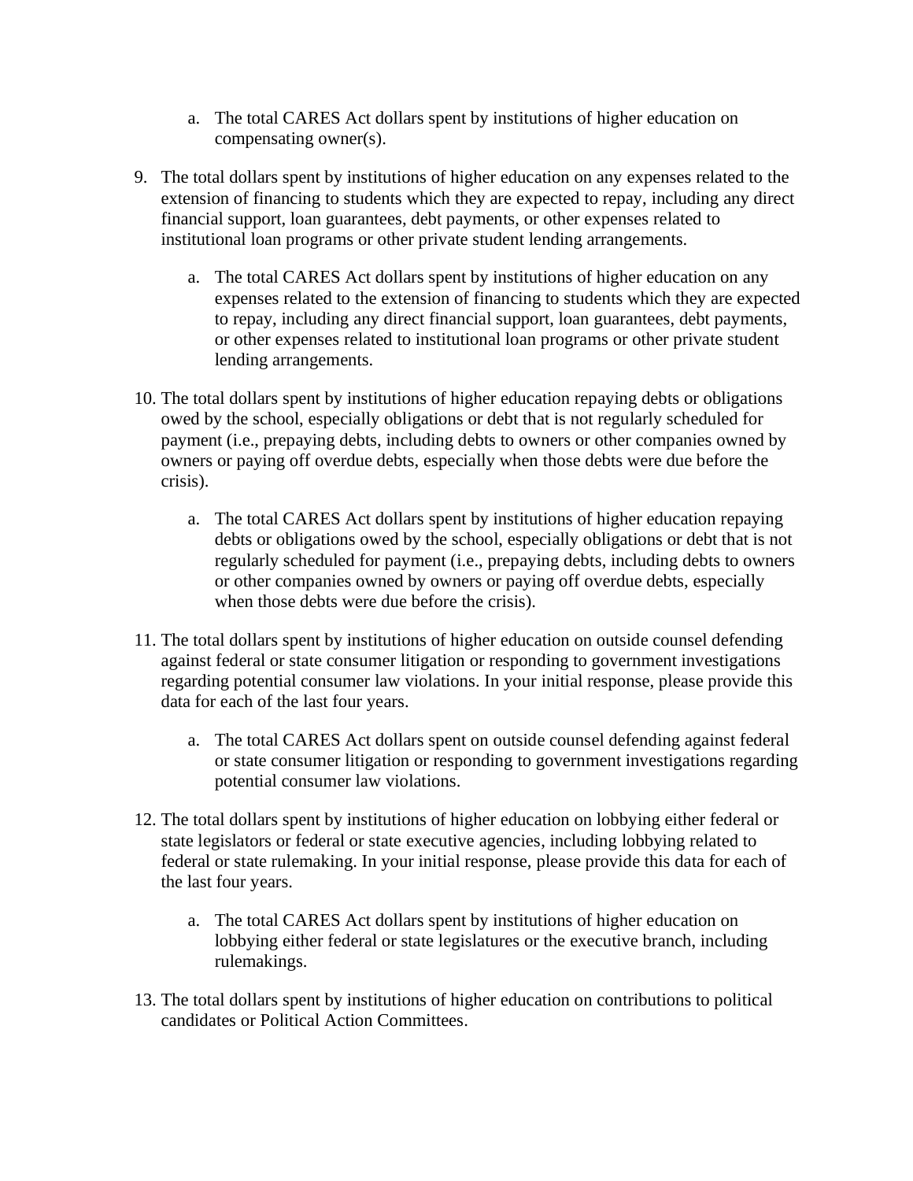a. The total CARES Act dollars spent by institutions of higher education on compensating owner(s).

9. The total dollars spent by institutions of higher education on any expenses related to the extension of financing to students which they are expected to repay, including any direct financial support, loan guarantees, debt payments, or other expenses related to institutional loan programs or other private student lending arrangements.

   a. The total CARES Act dollars spent by institutions of higher education on any expenses related to the extension of financing to students which they are expected to repay, including any direct financial support, loan guarantees, debt payments, or other expenses related to institutional loan programs or other private student lending arrangements.

10. The total dollars spent by institutions of higher education repaying debts or obligations owed by the school, especially obligations or debt that is not regularly scheduled for payment (i.e., prepaying debts, including debts to owners or other companies owned by owners or paying off overdue debts, especially when those debts were due before the crisis).

    a. The total CARES Act dollars spent by institutions of higher education repaying debts or obligations owed by the school, especially obligations or debt that is not regularly scheduled for payment (i.e., prepaying debts, including debts to owners or other companies owned by owners or paying off overdue debts, especially when those debts were due before the crisis).

11. The total dollars spent by institutions of higher education on outside counsel defending against federal or state consumer litigation or responding to government investigations regarding potential consumer law violations. In your initial response, please provide this data for each of the last four years.

    a. The total CARES Act dollars spent on outside counsel defending against federal or state consumer litigation or responding to government investigations regarding potential consumer law violations.

12. The total dollars spent by institutions of higher education on lobbying either federal or state legislators or federal or state executive agencies, including lobbying related to federal or state rulemaking. In your initial response, please provide this data for each of the last four years.

    a. The total CARES Act dollars spent by institutions of higher education on lobbying either federal or state legislatures or the executive branch, including rulemakings.

13. The total dollars spent by institutions of higher education on contributions to political candidates or Political Action Committees.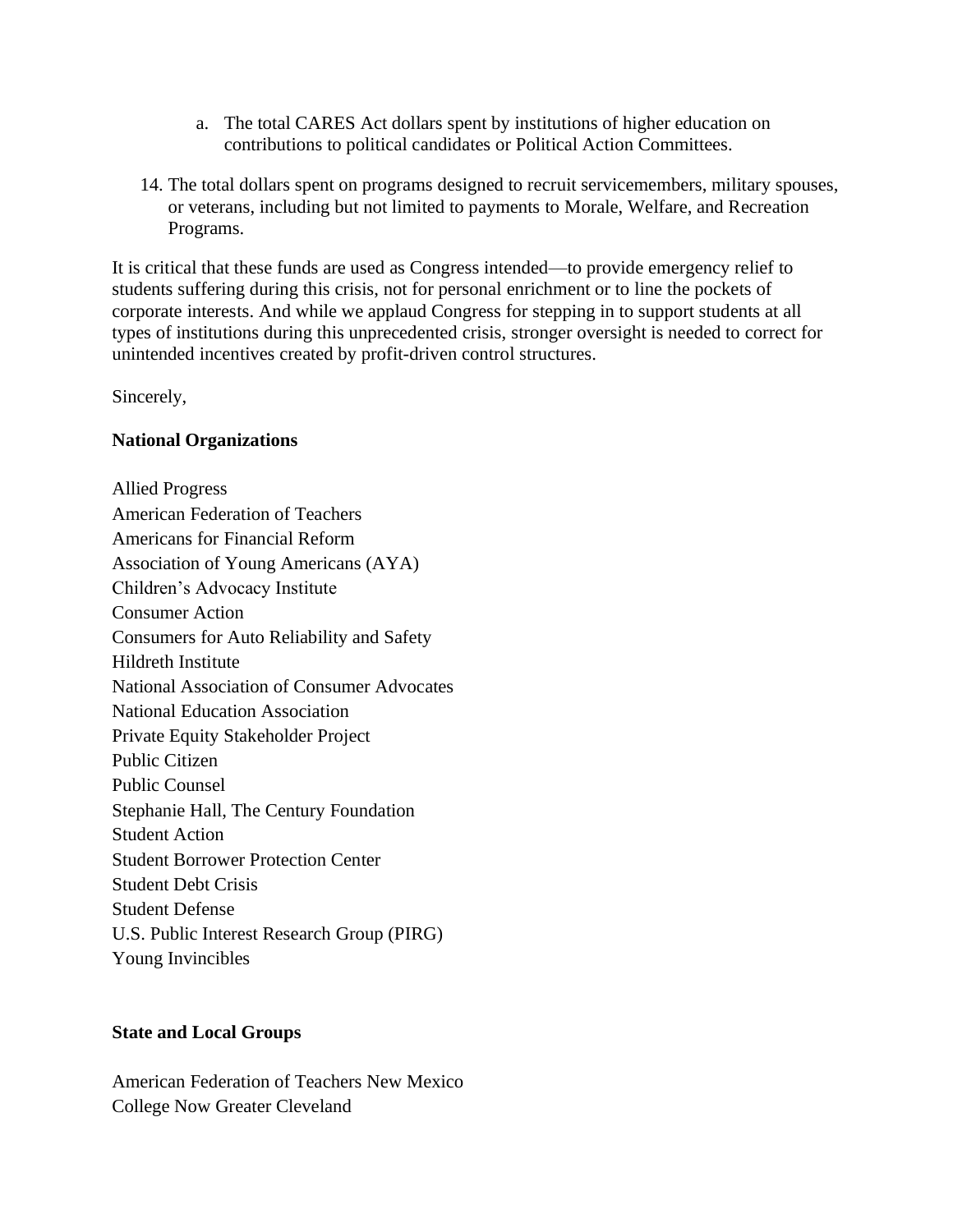a. The total CARES Act dollars spent by institutions of higher education on contributions to political candidates or Political Action Committees.

14. The total dollars spent on programs designed to recruit servicemembers, military spouses, or veterans, including but not limited to payments to Morale, Welfare, and Recreation Programs.

It is critical that these funds are used as Congress intended—to provide emergency relief to students suffering during this crisis, not for personal enrichment or to line the pockets of corporate interests. And while we applaud Congress for stepping in to support students at all types of institutions during this unprecedented crisis, stronger oversight is needed to correct for unintended incentives created by profit-driven control structures.

Sincerely,

**National Organizations**

Allied Progress
American Federation of Teachers
Americans for Financial Reform
Association of Young Americans (AYA)
Children's Advocacy Institute
Consumer Action
Consumers for Auto Reliability and Safety
Hildreth Institute
National Association of Consumer Advocates
National Education Association
Private Equity Stakeholder Project
Public Citizen
Public Counsel
Stephanie Hall, The Century Foundation
Student Action
Student Borrower Protection Center
Student Debt Crisis
Student Defense
U.S. Public Interest Research Group (PIRG)
Young Invincibles

**State and Local Groups**

American Federation of Teachers New Mexico
College Now Greater Cleveland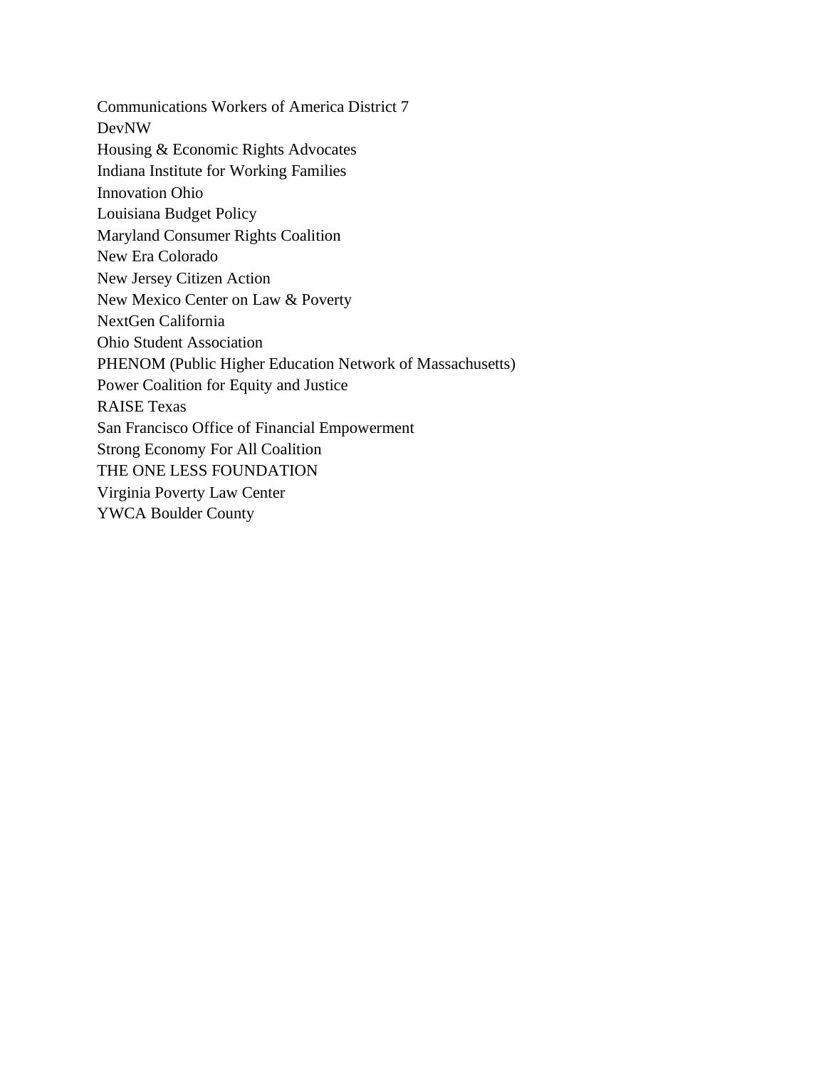Communications Workers of America District 7
DevNW
Housing & Economic Rights Advocates
Indiana Institute for Working Families
Innovation Ohio
Louisiana Budget Policy
Maryland Consumer Rights Coalition
New Era Colorado
New Jersey Citizen Action
New Mexico Center on Law & Poverty
NextGen California
Ohio Student Association
PHENOM (Public Higher Education Network of Massachusetts)
Power Coalition for Equity and Justice
RAISE Texas
San Francisco Office of Financial Empowerment
Strong Economy For All Coalition
THE ONE LESS FOUNDATION
Virginia Poverty Law Center
YWCA Boulder County